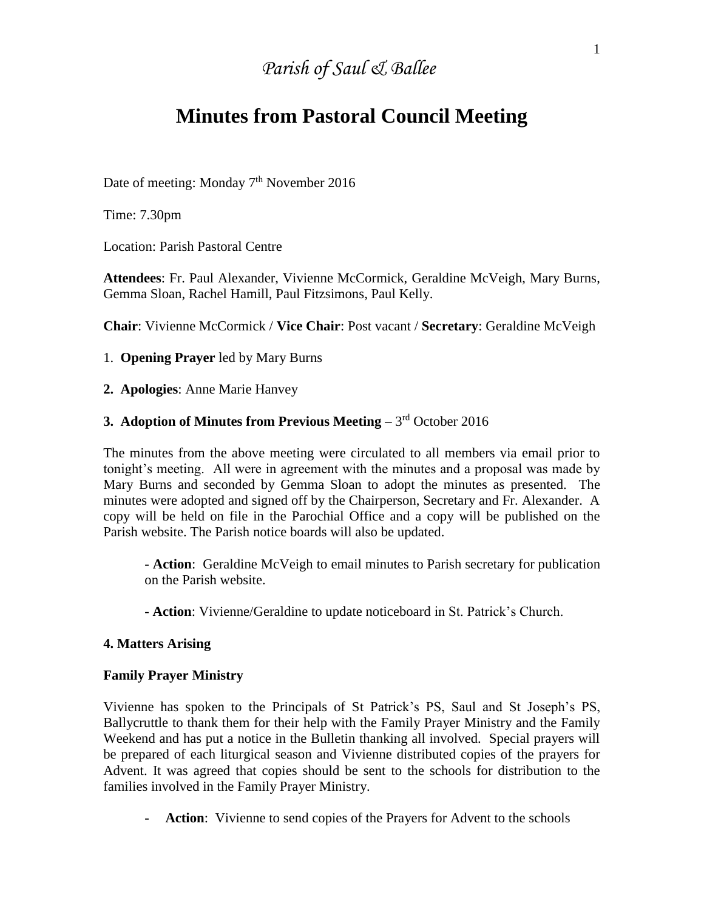*Parish of Saul & Ballee*

# Minutes from Pastoral Council Meeting

Date of meeting: Monday 7th November 2016

Time: 7.30pm

Location: Parish Pastoral Centre

**Attendees**: Fr. Paul Alexander, Vivienne McCormick, Geraldine McVeigh, Mary Burns, Gemma Sloan, Rachel Hamill, Paul Fitzsimons, Paul Kelly.

**Chair**: Vivienne McCormick / **Vice Chair**: Post vacant / **Secretary**: Geraldine McVeigh

1. **Opening Prayer** led by Mary Burns

2. **Apologies**: Anne Marie Hanvey

3. **Adoption of Minutes from Previous Meeting** – 3rd October 2016

The minutes from the above meeting were circulated to all members via email prior to tonight's meeting. All were in agreement with the minutes and a proposal was made by Mary Burns and seconded by Gemma Sloan to adopt the minutes as presented. The minutes were adopted and signed off by the Chairperson, Secretary and Fr. Alexander. A copy will be held on file in the Parochial Office and a copy will be published on the Parish website. The Parish notice boards will also be updated.

- **Action**: Geraldine McVeigh to email minutes to Parish secretary for publication on the Parish website.

- **Action**: Vivienne/Geraldine to update noticeboard in St. Patrick's Church.

**4. Matters Arising**

**Family Prayer Ministry**

Vivienne has spoken to the Principals of St Patrick's PS, Saul and St Joseph's PS, Ballycruttle to thank them for their help with the Family Prayer Ministry and the Family Weekend and has put a notice in the Bulletin thanking all involved. Special prayers will be prepared of each liturgical season and Vivienne distributed copies of the prayers for Advent. It was agreed that copies should be sent to the schools for distribution to the families involved in the Family Prayer Ministry.

- **Action**: Vivienne to send copies of the Prayers for Advent to the schools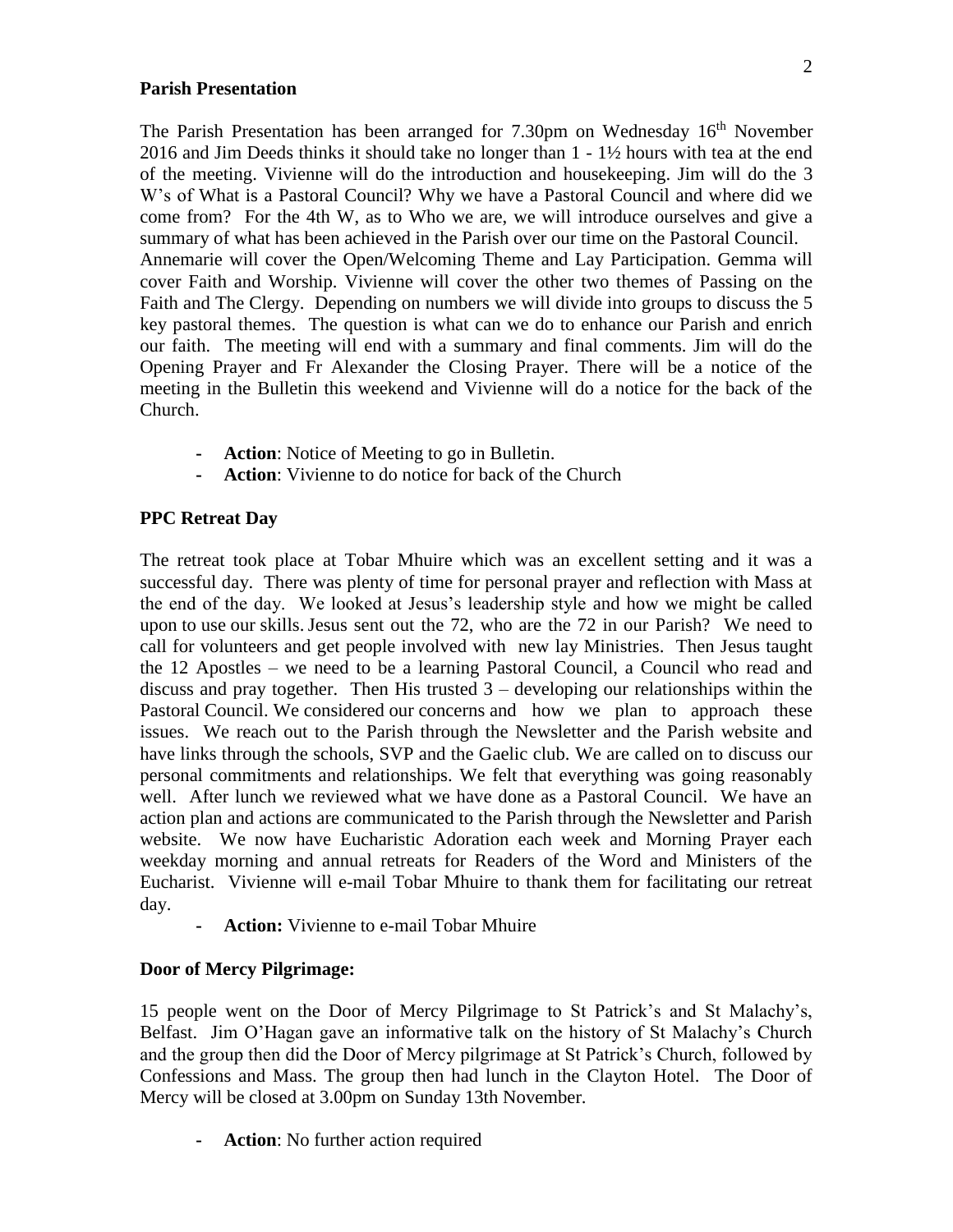**Parish Presentation**

The Parish Presentation has been arranged for 7.30pm on Wednesday 16th November 2016 and Jim Deeds thinks it should take no longer than 1 - 1½ hours with tea at the end of the meeting. Vivienne will do the introduction and housekeeping. Jim will do the 3 W's of What is a Pastoral Council? Why we have a Pastoral Council and where did we come from? For the 4th W, as to Who we are, we will introduce ourselves and give a summary of what has been achieved in the Parish over our time on the Pastoral Council. Annemarie will cover the Open/Welcoming Theme and Lay Participation. Gemma will cover Faith and Worship. Vivienne will cover the other two themes of Passing on the Faith and The Clergy. Depending on numbers we will divide into groups to discuss the 5 key pastoral themes. The question is what can we do to enhance our Parish and enrich our faith. The meeting will end with a summary and final comments. Jim will do the Opening Prayer and Fr Alexander the Closing Prayer. There will be a notice of the meeting in the Bulletin this weekend and Vivienne will do a notice for the back of the Church.

- **Action**: Notice of Meeting to go in Bulletin.
- **Action**: Vivienne to do notice for back of the Church

**PPC Retreat Day**

The retreat took place at Tobar Mhuire which was an excellent setting and it was a successful day. There was plenty of time for personal prayer and reflection with Mass at the end of the day. We looked at Jesus's leadership style and how we might be called upon to use our skills. Jesus sent out the 72, who are the 72 in our Parish? We need to call for volunteers and get people involved with new lay Ministries. Then Jesus taught the 12 Apostles – we need to be a learning Pastoral Council, a Council who read and discuss and pray together. Then His trusted 3 – developing our relationships within the Pastoral Council. We considered our concerns and how we plan to approach these issues. We reach out to the Parish through the Newsletter and the Parish website and have links through the schools, SVP and the Gaelic club. We are called on to discuss our personal commitments and relationships. We felt that everything was going reasonably well. After lunch we reviewed what we have done as a Pastoral Council. We have an action plan and actions are communicated to the Parish through the Newsletter and Parish website. We now have Eucharistic Adoration each week and Morning Prayer each weekday morning and annual retreats for Readers of the Word and Ministers of the Eucharist. Vivienne will e-mail Tobar Mhuire to thank them for facilitating our retreat day.

- **Action:** Vivienne to e-mail Tobar Mhuire

**Door of Mercy Pilgrimage:**

15 people went on the Door of Mercy Pilgrimage to St Patrick's and St Malachy's, Belfast. Jim O'Hagan gave an informative talk on the history of St Malachy's Church and the group then did the Door of Mercy pilgrimage at St Patrick's Church, followed by Confessions and Mass. The group then had lunch in the Clayton Hotel. The Door of Mercy will be closed at 3.00pm on Sunday 13th November.

- **Action**: No further action required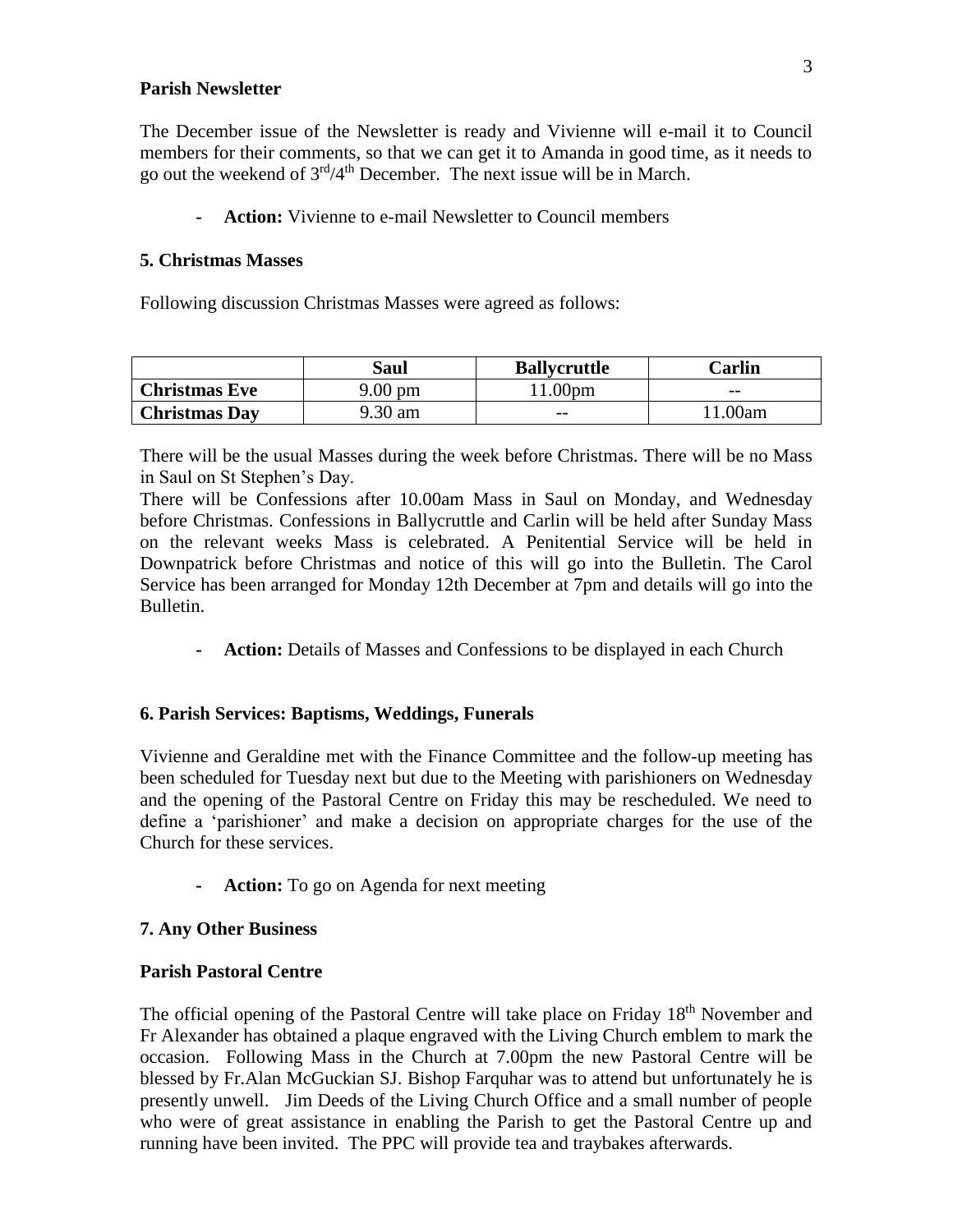**Parish Newsletter**

The December issue of the Newsletter is ready and Vivienne will e-mail it to Council members for their comments, so that we can get it to Amanda in good time, as it needs to go out the weekend of 3rd/4th December. The next issue will be in March.

- **Action:** Vivienne to e-mail Newsletter to Council members

**5. Christmas Masses**

Following discussion Christmas Masses were agreed as follows:

| | Saul | Ballycruttle | Carlin |
|---|---|---|---|
| **Christmas Eve** | 9.00 pm | 11.00pm | -- |
| **Christmas Day** | 9.30 am | -- | 11.00am |

There will be the usual Masses during the week before Christmas. There will be no Mass in Saul on St Stephen's Day.

There will be Confessions after 10.00am Mass in Saul on Monday, and Wednesday before Christmas. Confessions in Ballycruttle and Carlin will be held after Sunday Mass on the relevant weeks Mass is celebrated. A Penitential Service will be held in Downpatrick before Christmas and notice of this will go into the Bulletin. The Carol Service has been arranged for Monday 12th December at 7pm and details will go into the Bulletin.

- **Action:** Details of Masses and Confessions to be displayed in each Church

**6. Parish Services: Baptisms, Weddings, Funerals**

Vivienne and Geraldine met with the Finance Committee and the follow-up meeting has been scheduled for Tuesday next but due to the Meeting with parishioners on Wednesday and the opening of the Pastoral Centre on Friday this may be rescheduled. We need to define a 'parishioner' and make a decision on appropriate charges for the use of the Church for these services.

- **Action:** To go on Agenda for next meeting

**7. Any Other Business**

**Parish Pastoral Centre**

The official opening of the Pastoral Centre will take place on Friday 18th November and Fr Alexander has obtained a plaque engraved with the Living Church emblem to mark the occasion. Following Mass in the Church at 7.00pm the new Pastoral Centre will be blessed by Fr.Alan McGuckian SJ. Bishop Farquhar was to attend but unfortunately he is presently unwell. Jim Deeds of the Living Church Office and a small number of people who were of great assistance in enabling the Parish to get the Pastoral Centre up and running have been invited. The PPC will provide tea and traybakes afterwards.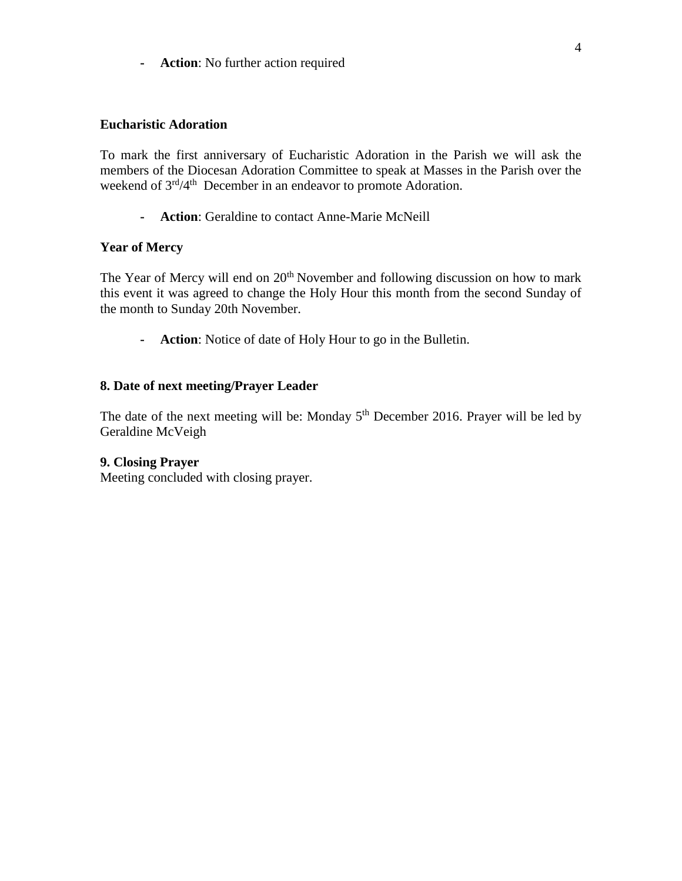- **Action**: No further action required

**Eucharistic Adoration**

To mark the first anniversary of Eucharistic Adoration in the Parish we will ask the members of the Diocesan Adoration Committee to speak at Masses in the Parish over the weekend of 3rd/4th December in an endeavor to promote Adoration.

- **Action**: Geraldine to contact Anne-Marie McNeill

**Year of Mercy**

The Year of Mercy will end on 20th November and following discussion on how to mark this event it was agreed to change the Holy Hour this month from the second Sunday of the month to Sunday 20th November.

- **Action**: Notice of date of Holy Hour to go in the Bulletin.

**8. Date of next meeting/Prayer Leader**

The date of the next meeting will be: Monday 5th December 2016. Prayer will be led by Geraldine McVeigh

**9. Closing Prayer**

Meeting concluded with closing prayer.